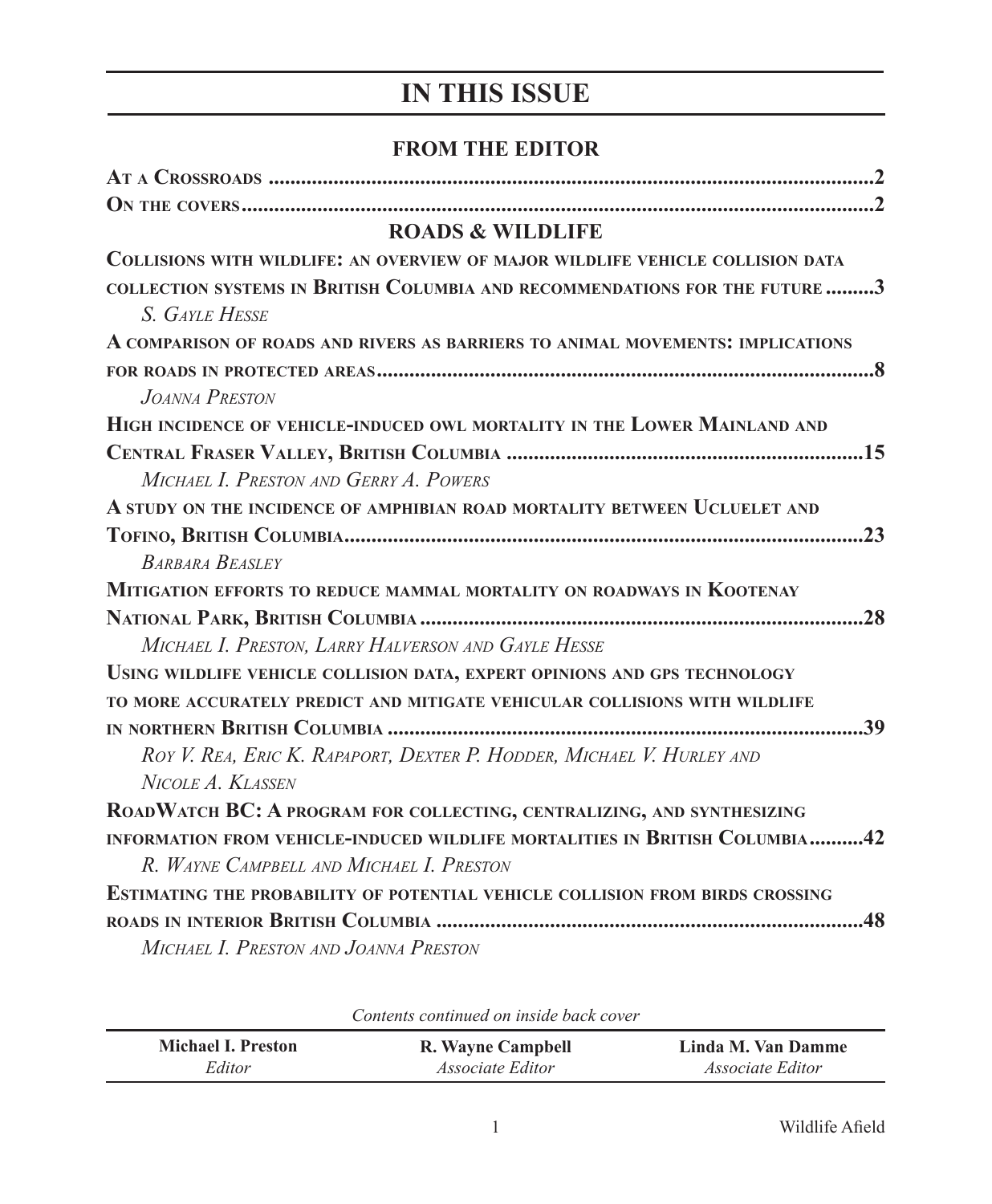# IN THIS ISSUE

## FROM THE EDITOR

**At a Crossroads** ......................................................................................................2

**On the covers** ..........................................................................................................2

## ROADS & WILDLIFE

**Collisions with wildlife: an overview of major wildlife vehicle collision data collection systems in British Columbia and recommendations for the future** .........3
*S. Gayle Hesse*

**A comparison of roads and rivers as barriers to animal movements: implications for roads in protected areas** ..............................................................................8
*Joanna Preston*

**High incidence of vehicle-induced owl mortality in the Lower Mainland and Central Fraser Valley, British Columbia** ..............................................................15
*Michael I. Preston and Gerry A. Powers*

**A study on the incidence of amphibian road mortality between Ucluelet and Tofino, British Columbia** ................................................................................23
*Barbara Beasley*

**Mitigation efforts to reduce mammal mortality on roadways in Kootenay National Park, British Columbia** ..............................................................................28
*Michael I. Preston, Larry Halverson and Gayle Hesse*

**Using wildlife vehicle collision data, expert opinions and GPS technology to more accurately predict and mitigate vehicular collisions with wildlife in northern British Columbia** ..................................................................................39
*Roy V. Rea, Eric K. Rapaport, Dexter P. Hodder, Michael V. Hurley and Nicole A. Klassen*

**RoadWatch BC: A program for collecting, centralizing, and synthesizing information from vehicle-induced wildlife mortalities in British Columbia** ..........42
*R. Wayne Campbell and Michael I. Preston*

**Estimating the probability of potential vehicle collision from birds crossing roads in interior British Columbia** ........................................................................48
*Michael I. Preston and Joanna Preston*

*Contents continued on inside back cover*

| **Michael I. Preston** | **R. Wayne Campbell** | **Linda M. Van Damme** |
|---|---|---|
| *Editor* | *Associate Editor* | *Associate Editor* |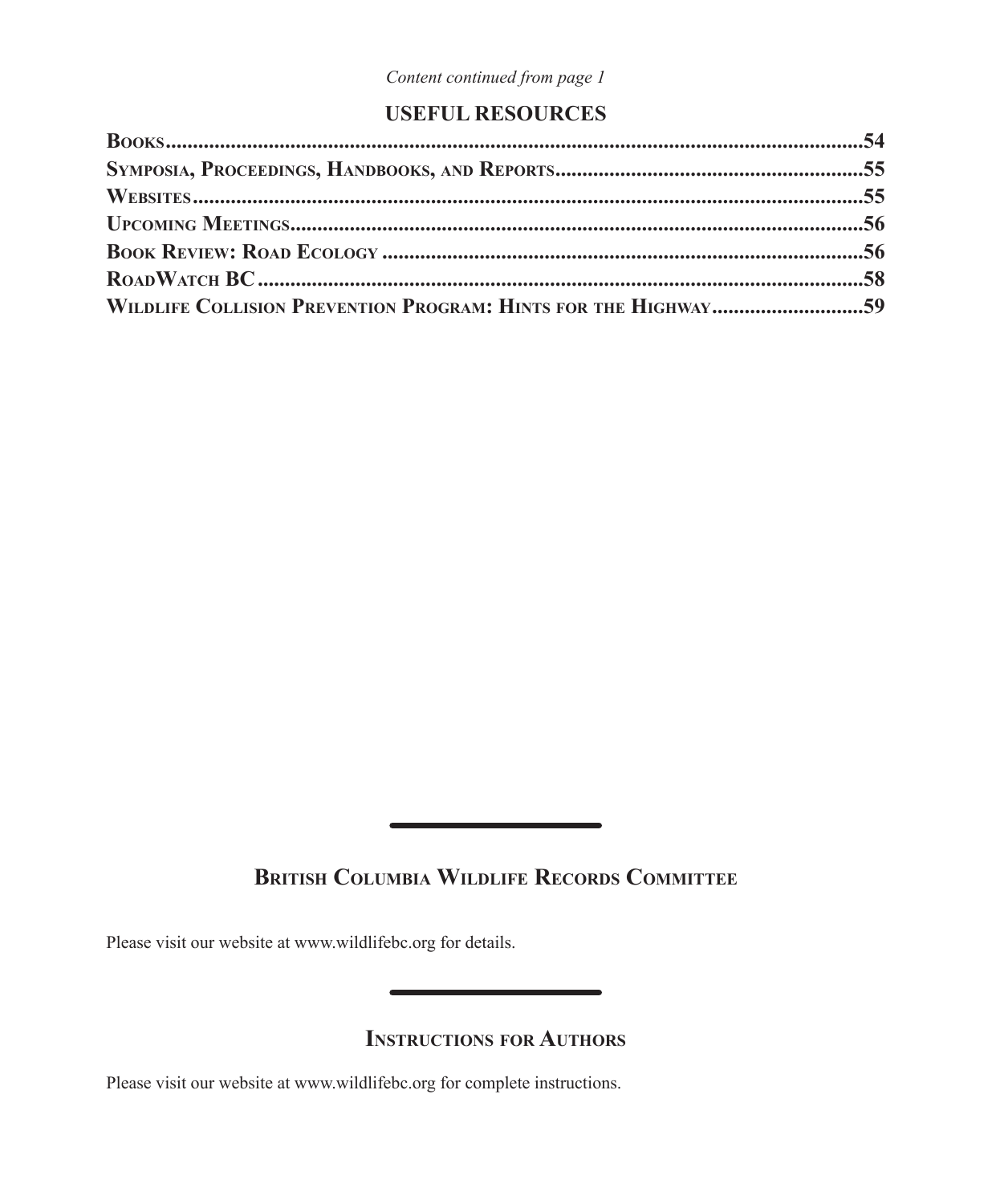*Content continued from page 1*

## USEFUL RESOURCES

**Books**....................................................................................................................54
**Symposia, Proceedings, Handbooks, and Reports**......................................................55
**Websites**..................................................................................................................55
**Upcoming Meetings**..................................................................................................56
**Book Review: Road Ecology**......................................................................................56
**RoadWatch BC**..........................................................................................................58
**Wildlife Collision Prevention Program: Hints for the Highway**....................................59

---

## British Columbia Wildlife Records Committee

Please visit our website at www.wildlifebc.org for details.

---

## Instructions for Authors

Please visit our website at www.wildlifebc.org for complete instructions.